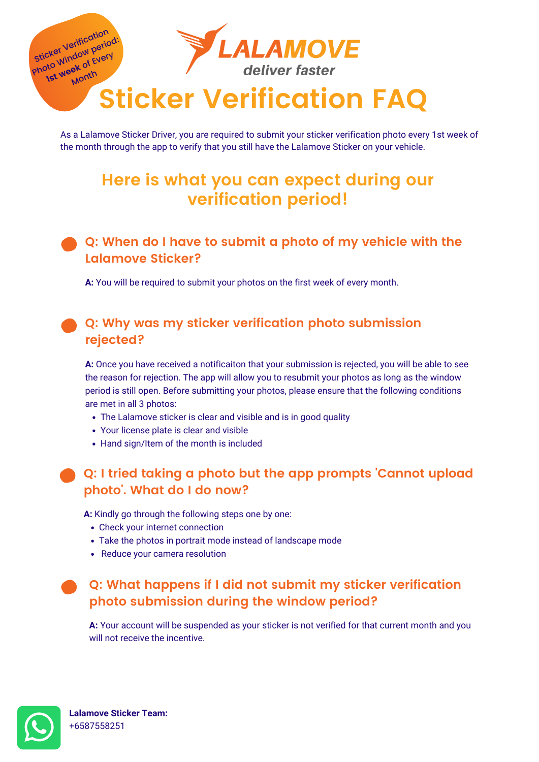Sticker Verification Photo Window period: 1st week of Every Month

LALAMOVE

*deliver faster*

# Sticker Verification FAQ

As a Lalamove Sticker Driver, you are required to submit your sticker verification photo every 1st week of the month through the app to verify that you still have the Lalamove Sticker on your vehicle.

## Here is what you can expect during our verification period!

### Q: When do I have to submit a photo of my vehicle with the Lalamove Sticker?

**A:** You will be required to submit your photos on the first week of every month.

### Q: Why was my sticker verification photo submission rejected?

**A:** Once you have received a notificaiton that your submission is rejected, you will be able to see the reason for rejection. The app will allow you to resubmit your photos as long as the window period is still open. Before submitting your photos, please ensure that the following conditions are met in all 3 photos:

- The Lalamove sticker is clear and visible and is in good quality
- Your license plate is clear and visible
- Hand sign/Item of the month is included

### Q: I tried taking a photo but the app prompts 'Cannot upload photo'. What do I do now?

**A:** Kindly go through the following steps one by one:

- Check your internet connection
- Take the photos in portrait mode instead of landscape mode
- Reduce your camera resolution

### Q: What happens if I did not submit my sticker verification photo submission during the window period?

**A:** Your account will be suspended as your sticker is not verified for that current month and you will not receive the incentive.

**Lalamove Sticker Team:**
+6587558251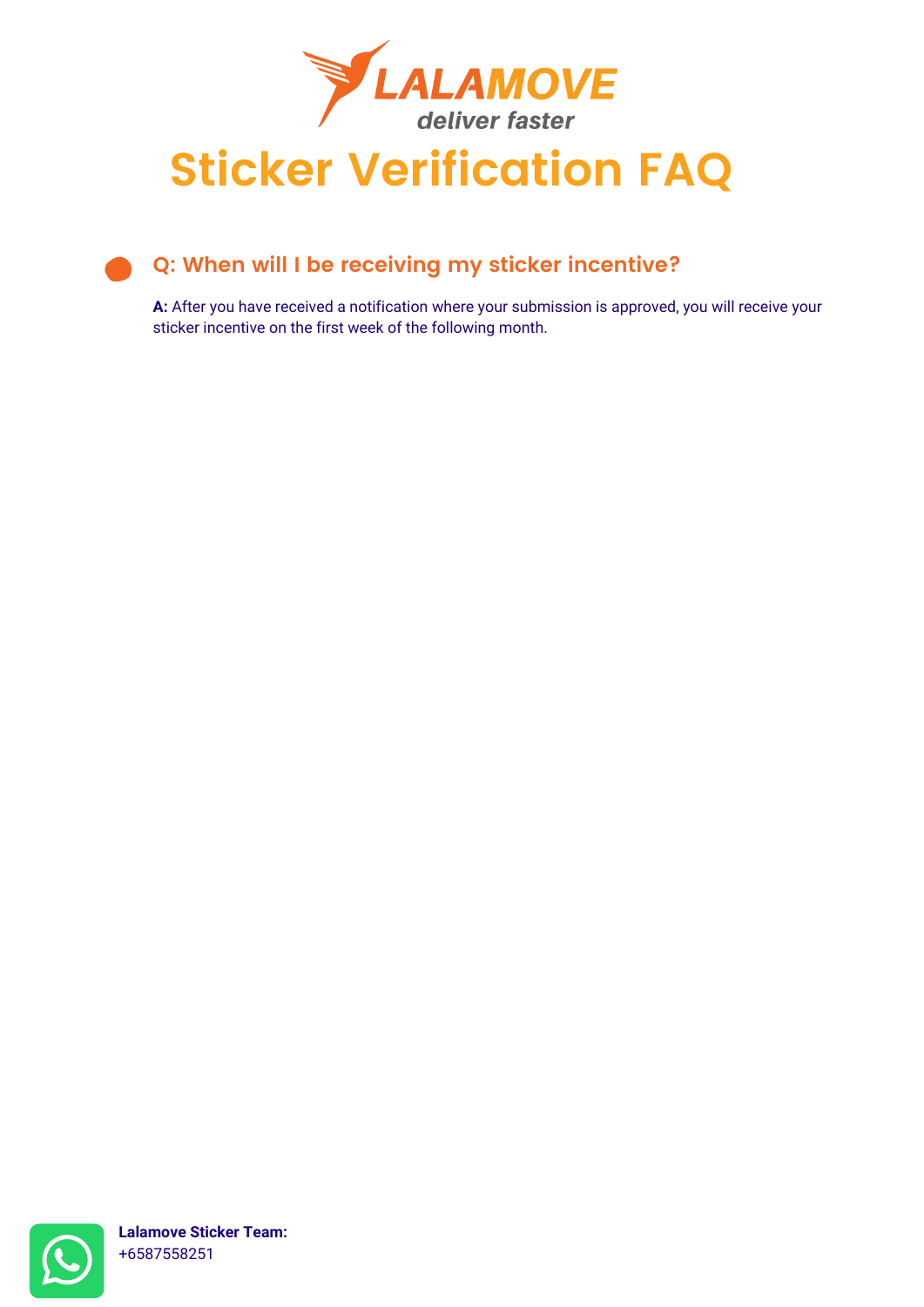LALAMOVE

deliver faster

# Sticker Verification FAQ

## Q: When will I be receiving my sticker incentive?

**A:** After you have received a notification where your submission is approved, you will receive your sticker incentive on the first week of the following month.

**Lalamove Sticker Team:**
+6587558251